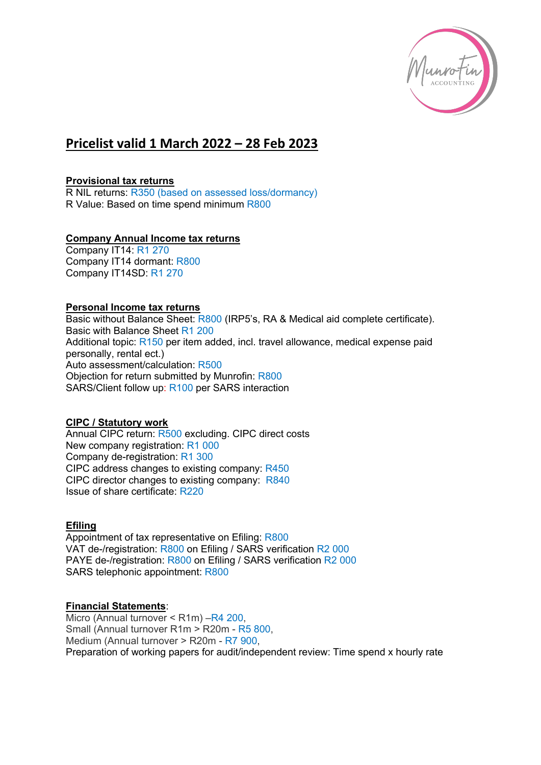# Pricelist valid 1 March 2022 – 28 Feb 2023

**Provisional tax returns**

R NIL returns: R350 (based on assessed loss/dormancy)
R Value: Based on time spend minimum R800

**Company Annual Income tax returns**

Company IT14: R1 270
Company IT14 dormant: R800
Company IT14SD: R1 270

**Personal Income tax returns**

Basic without Balance Sheet: R800 (IRP5's, RA & Medical aid complete certificate).
Basic with Balance Sheet R1 200
Additional topic: R150 per item added, incl. travel allowance, medical expense paid personally, rental ect.)
Auto assessment/calculation: R500
Objection for return submitted by Munrofin: R800
SARS/Client follow up: R100 per SARS interaction

**CIPC / Statutory work**

Annual CIPC return: R500 excluding. CIPC direct costs
New company registration: R1 000
Company de-registration: R1 300
CIPC address changes to existing company: R450
CIPC director changes to existing company: R840
Issue of share certificate: R220

**Efiling**

Appointment of tax representative on Efiling: R800
VAT de-/registration: R800 on Efiling / SARS verification R2 000
PAYE de-/registration: R800 on Efiling / SARS verification R2 000
SARS telephonic appointment: R800

**Financial Statements**:

Micro (Annual turnover < R1m) –R4 200,
Small (Annual turnover R1m > R20m - R5 800,
Medium (Annual turnover > R20m - R7 900,
Preparation of working papers for audit/independent review: Time spend x hourly rate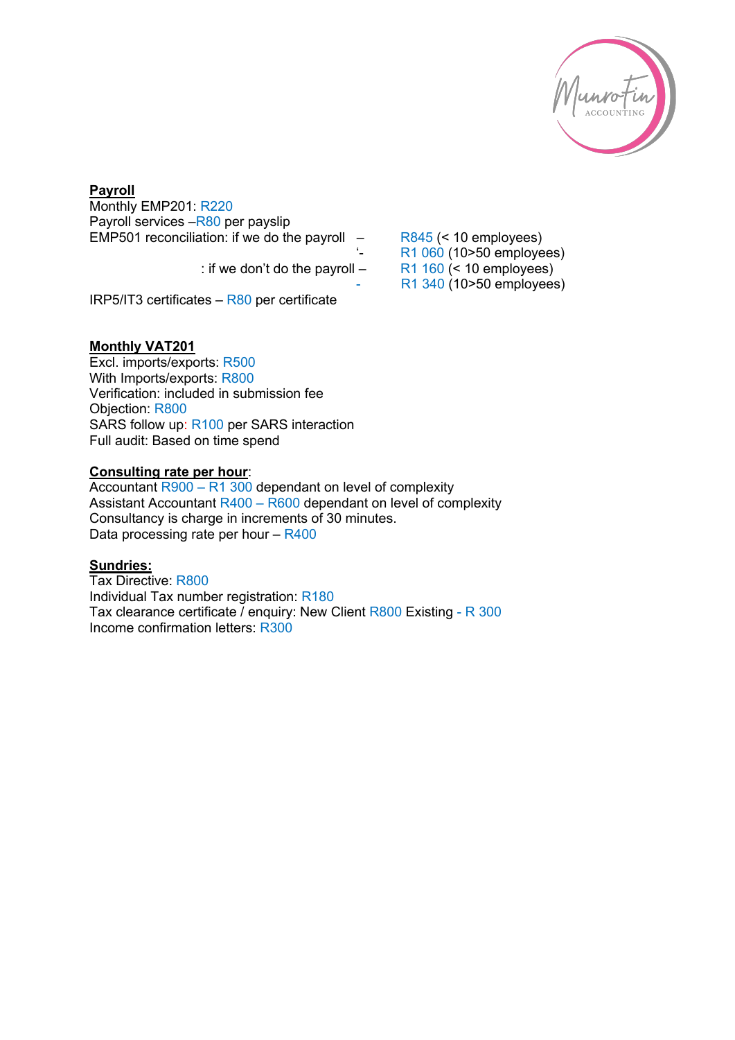**Payroll**
Monthly EMP201: R220
Payroll services –R80 per payslip
EMP501 reconciliation: if we do the payroll – R845 (< 10 employees)
'- R1 060 (10>50 employees)
: if we don't do the payroll – R1 160 (< 10 employees)
- R1 340 (10>50 employees)

IRP5/IT3 certificates – R80 per certificate

**Monthly VAT201**
Excl. imports/exports: R500
With Imports/exports: R800
Verification: included in submission fee
Objection: R800
SARS follow up: R100 per SARS interaction
Full audit: Based on time spend

**Consulting rate per hour**:
Accountant R900 – R1 300 dependant on level of complexity
Assistant Accountant R400 – R600 dependant on level of complexity
Consultancy is charge in increments of 30 minutes.
Data processing rate per hour – R400

**Sundries:**
Tax Directive: R800
Individual Tax number registration: R180
Tax clearance certificate / enquiry: New Client R800 Existing - R 300
Income confirmation letters: R300